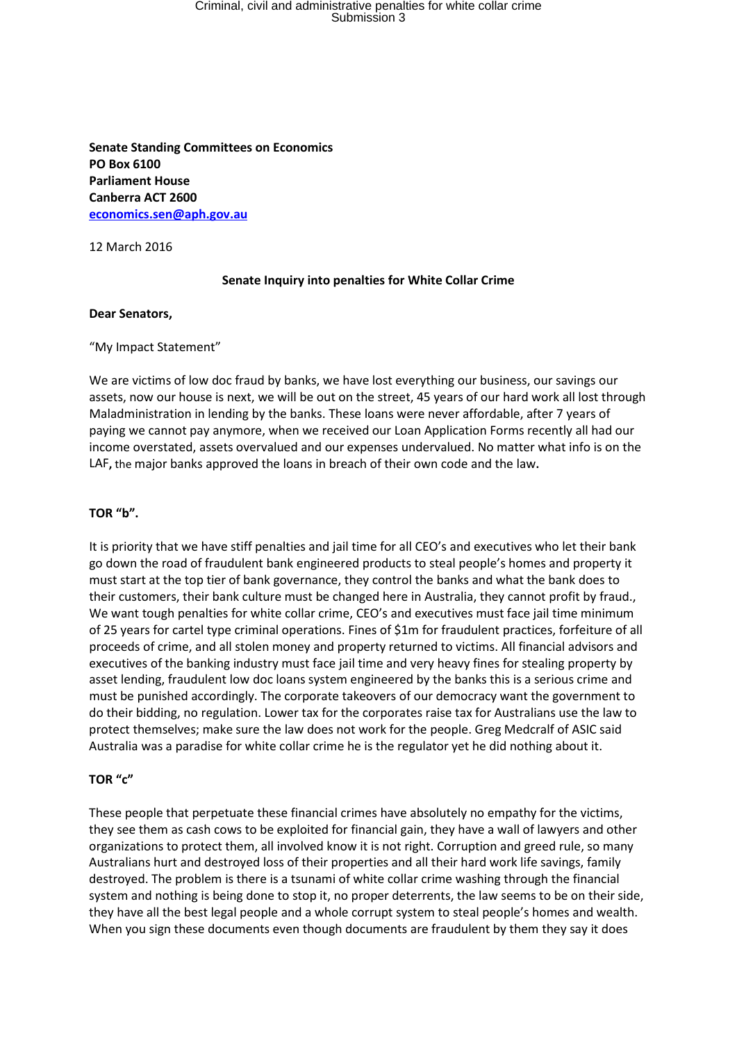**Senate Standing Committees on Economics**
**PO Box 6100**
**Parliament House**
**Canberra ACT 2600**
**economics.sen@aph.gov.au**

12 March 2016

**Senate Inquiry into penalties for White Collar Crime**

**Dear Senators,**

"My Impact Statement"

We are victims of low doc fraud by banks, we have lost everything our business, our savings our assets, now our house is next, we will be out on the street, 45 years of our hard work all lost through Maladministration in lending by the banks. These loans were never affordable, after 7 years of paying we cannot pay anymore, when we received our Loan Application Forms recently all had our income overstated, assets overvalued and our expenses undervalued. No matter what info is on the LAF**,** the major banks approved the loans in breach of their own code and the law**.**

**TOR "b".**

It is priority that we have stiff penalties and jail time for all CEO's and executives who let their bank go down the road of fraudulent bank engineered products to steal people's homes and property it must start at the top tier of bank governance, they control the banks and what the bank does to their customers, their bank culture must be changed here in Australia, they cannot profit by fraud., We want tough penalties for white collar crime, CEO's and executives must face jail time minimum of 25 years for cartel type criminal operations. Fines of $1m for fraudulent practices, forfeiture of all proceeds of crime, and all stolen money and property returned to victims. All financial advisors and executives of the banking industry must face jail time and very heavy fines for stealing property by asset lending, fraudulent low doc loans system engineered by the banks this is a serious crime and must be punished accordingly. The corporate takeovers of our democracy want the government to do their bidding, no regulation. Lower tax for the corporates raise tax for Australians use the law to protect themselves; make sure the law does not work for the people. Greg Medcraf of ASIC said Australia was a paradise for white collar crime he is the regulator yet he did nothing about it.

**TOR "c"**

These people that perpetuate these financial crimes have absolutely no empathy for the victims, they see them as cash cows to be exploited for financial gain, they have a wall of lawyers and other organizations to protect them, all involved know it is not right. Corruption and greed rule, so many Australians hurt and destroyed loss of their properties and all their hard work life savings, family destroyed. The problem is there is a tsunami of white collar crime washing through the financial system and nothing is being done to stop it, no proper deterrents, the law seems to be on their side, they have all the best legal people and a whole corrupt system to steal people's homes and wealth. When you sign these documents even though documents are fraudulent by them they say it does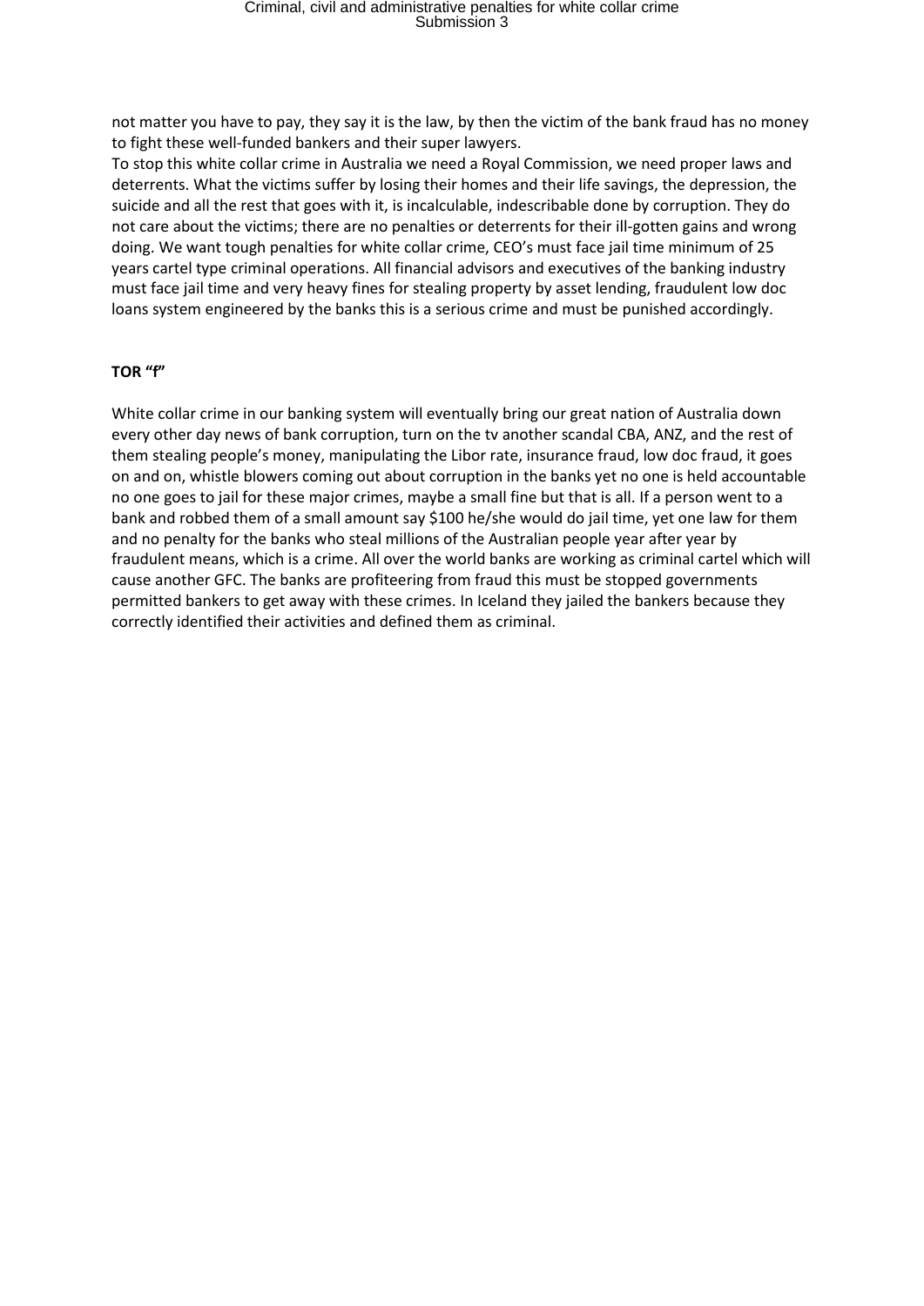not matter you have to pay, they say it is the law, by then the victim of the bank fraud has no money to fight these well-funded bankers and their super lawyers.
To stop this white collar crime in Australia we need a Royal Commission, we need proper laws and deterrents. What the victims suffer by losing their homes and their life savings, the depression, the suicide and all the rest that goes with it, is incalculable, indescribable done by corruption. They do not care about the victims; there are no penalties or deterrents for their ill-gotten gains and wrong doing. We want tough penalties for white collar crime, CEO's must face jail time minimum of 25 years cartel type criminal operations. All financial advisors and executives of the banking industry must face jail time and very heavy fines for stealing property by asset lending, fraudulent low doc loans system engineered by the banks this is a serious crime and must be punished accordingly.

**TOR "f"**

White collar crime in our banking system will eventually bring our great nation of Australia down every other day news of bank corruption, turn on the tv another scandal CBA, ANZ, and the rest of them stealing people's money, manipulating the Libor rate, insurance fraud, low doc fraud, it goes on and on, whistle blowers coming out about corruption in the banks yet no one is held accountable no one goes to jail for these major crimes, maybe a small fine but that is all. If a person went to a bank and robbed them of a small amount say $100 he/she would do jail time, yet one law for them and no penalty for the banks who steal millions of the Australian people year after year by fraudulent means, which is a crime. All over the world banks are working as criminal cartel which will cause another GFC. The banks are profiteering from fraud this must be stopped governments permitted bankers to get away with these crimes. In Iceland they jailed the bankers because they correctly identified their activities and defined them as criminal.